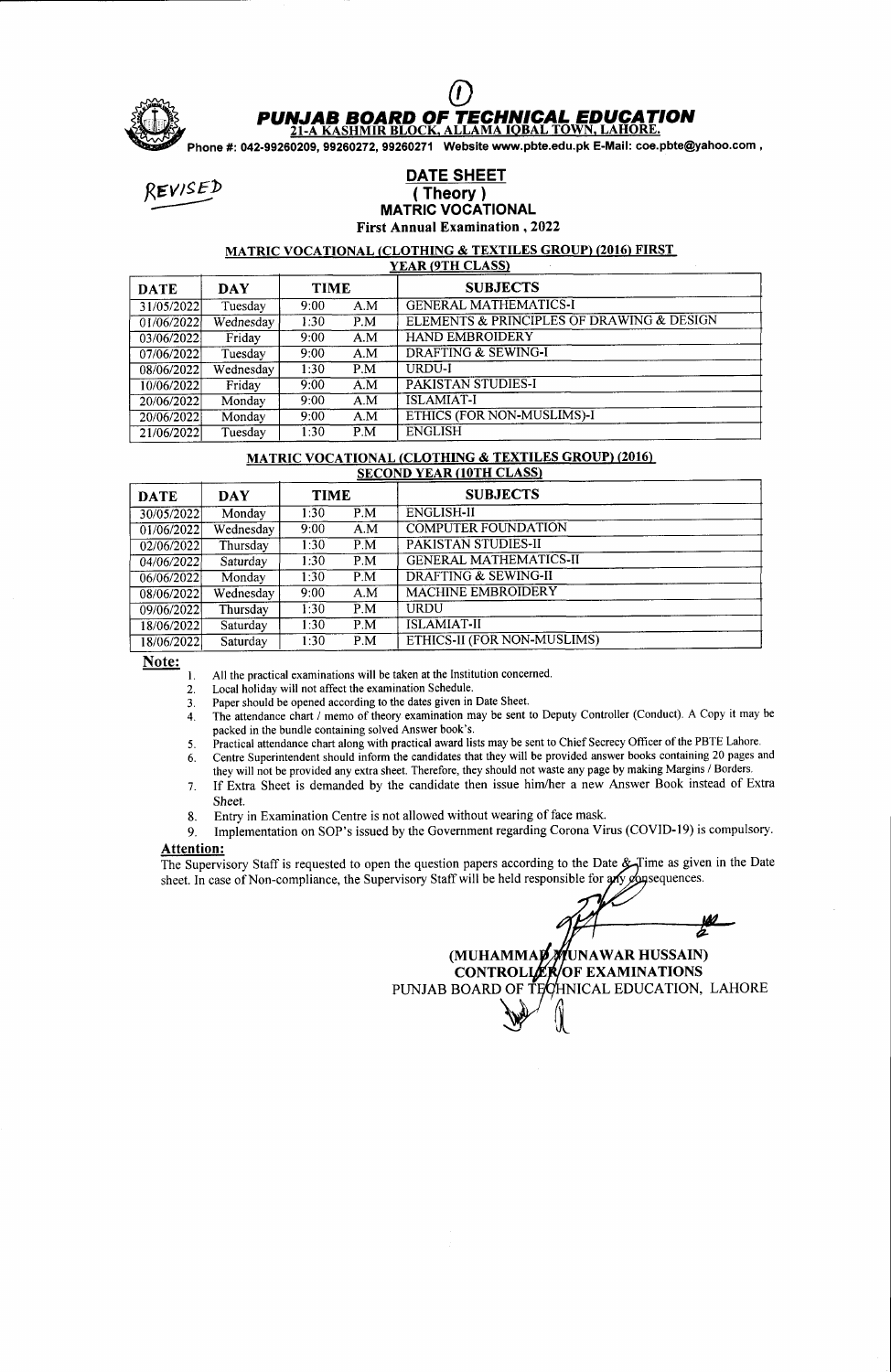(1)

# PUNJAB BOARD OF TECHNICAL EDUCATION

**21-A KASHMIR BLOCK, ALLAMA IQBAL TOWN, LAHORE.**

Phone #: 042-99260209, 99260272, 99260271 Website www.pbte.edu.pk E-Mail: coe.pbte@yahoo.com ,

REVISED

## DATE SHEET
## ( Theory )
## MATRIC VOCATIONAL
### First Annual Examination , 2022

### MATRIC VOCATIONAL (CLOTHING & TEXTILES GROUP) (2016) FIRST YEAR (9TH CLASS)

| DATE | DAY | TIME | | SUBJECTS |
|---|---|---|---|---|
| 31/05/2022 | Tuesday | 9:00 | A.M | GENERAL MATHEMATICS-I |
| 01/06/2022 | Wednesday | 1:30 | P.M | ELEMENTS & PRINCIPLES OF DRAWING & DESIGN |
| 03/06/2022 | Friday | 9:00 | A.M | HAND EMBROIDERY |
| 07/06/2022 | Tuesday | 9:00 | A.M | DRAFTING & SEWING-I |
| 08/06/2022 | Wednesday | 1:30 | P.M | URDU-I |
| 10/06/2022 | Friday | 9:00 | A.M | PAKISTAN STUDIES-I |
| 20/06/2022 | Monday | 9:00 | A.M | ISLAMIAT-I |
| 20/06/2022 | Monday | 9:00 | A.M | ETHICS (FOR NON-MUSLIMS)-I |
| 21/06/2022 | Tuesday | 1:30 | P.M | ENGLISH |

### MATRIC VOCATIONAL (CLOTHING & TEXTILES GROUP) (2016) SECOND YEAR (10TH CLASS)

| DATE | DAY | TIME | | SUBJECTS |
|---|---|---|---|---|
| 30/05/2022 | Monday | 1:30 | P.M | ENGLISH-II |
| 01/06/2022 | Wednesday | 9:00 | A.M | COMPUTER FOUNDATION |
| 02/06/2022 | Thursday | 1:30 | P.M | PAKISTAN STUDIES-II |
| 04/06/2022 | Saturday | 1:30 | P.M | GENERAL MATHEMATICS-II |
| 06/06/2022 | Monday | 1:30 | P.M | DRAFTING & SEWING-II |
| 08/06/2022 | Wednesday | 9:00 | A.M | MACHINE EMBROIDERY |
| 09/06/2022 | Thursday | 1:30 | P.M | URDU |
| 18/06/2022 | Saturday | 1:30 | P.M | ISLAMIAT-II |
| 18/06/2022 | Saturday | 1:30 | P.M | ETHICS-II (FOR NON-MUSLIMS) |

**Note:**

1. All the practical examinations will be taken at the Institution concerned.
2. Local holiday will not affect the examination Schedule.
3. Paper should be opened according to the dates given in Date Sheet.
4. The attendance chart / memo of theory examination may be sent to Deputy Controller (Conduct). A Copy it may be packed in the bundle containing solved Answer book's.
5. Practical attendance chart along with practical award lists may be sent to Chief Secrecy Officer of the PBTE Lahore.
6. Centre Superintendent should inform the candidates that they will be provided answer books containing 20 pages and they will not be provided any extra sheet. Therefore, they should not waste any page by making Margins / Borders.
7. If Extra Sheet is demanded by the candidate then issue him/her a new Answer Book instead of Extra Sheet.
8. Entry in Examination Centre is not allowed without wearing of face mask.
9. Implementation on SOP's issued by the Government regarding Corona Virus (COVID-19) is compulsory.

**Attention:**

The Supervisory Staff is requested to open the question papers according to the Date & Time as given in the Date sheet. In case of Non-compliance, the Supervisory Staff will be held responsible for any consequences.

**(MUHAMMAD MUNAWAR HUSSAIN)**
**CONTROLLER OF EXAMINATIONS**
PUNJAB BOARD OF TECHNICAL EDUCATION, LAHORE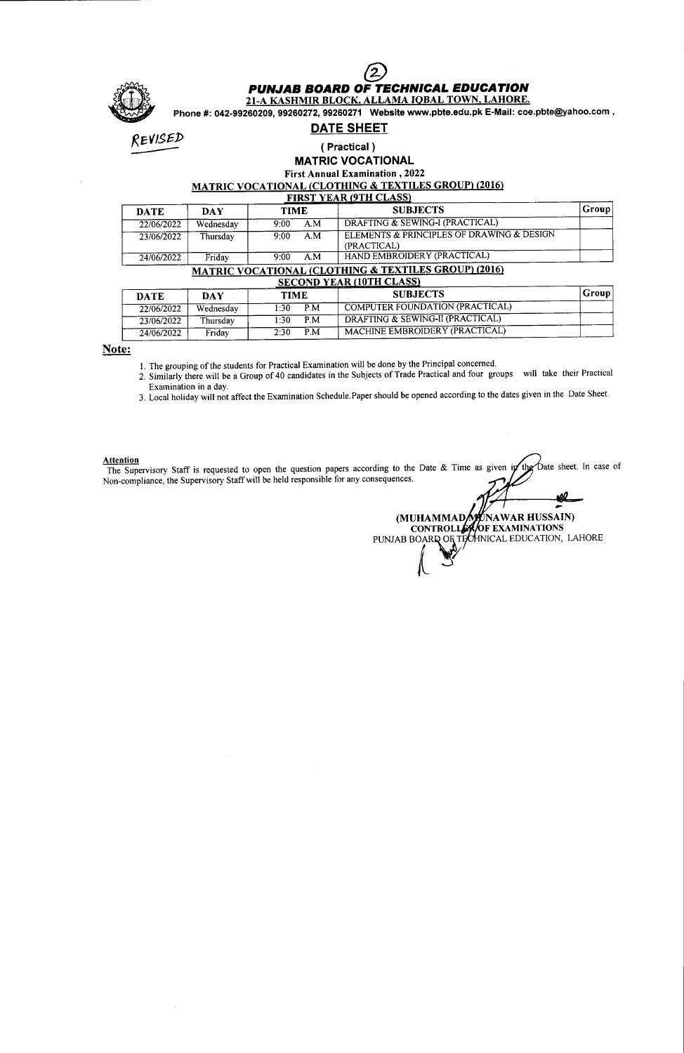# PUNJAB BOARD OF TECHNICAL EDUCATION

**21-A KASHMIR BLOCK, ALLAMA IQBAL TOWN, LAHORE.**

Phone #: 042-99260209, 99260272, 99260271 Website www.pbte.edu.pk E-Mail: coe.pbte@yahoo.com ,

REVISED

## DATE SHEET

### ( Practical )

### MATRIC VOCATIONAL

**First Annual Examination , 2022**

**MATRIC VOCATIONAL (CLOTHING & TEXTILES GROUP) (2016)**

**FIRST YEAR (9TH CLASS)**

| DATE | DAY | TIME | SUBJECTS | Group |
|---|---|---|---|---|
| 22/06/2022 | Wednesday | 9:00 A.M | DRAFTING & SEWING-I (PRACTICAL) | |
| 23/06/2022 | Thursday | 9:00 A.M | ELEMENTS & PRINCIPLES OF DRAWING & DESIGN (PRACTICAL) | |
| 24/06/2022 | Friday | 9:00 A.M | HAND EMBROIDERY (PRACTICAL) | |

**MATRIC VOCATIONAL (CLOTHING & TEXTILES GROUP) (2016)**

**SECOND YEAR (10TH CLASS)**

| DATE | DAY | TIME | SUBJECTS | Group |
|---|---|---|---|---|
| 22/06/2022 | Wednesday | 1:30 P.M | COMPUTER FOUNDATION (PRACTICAL) | |
| 23/06/2022 | Thursday | 1:30 P.M | DRAFTING & SEWING-II (PRACTICAL) | |
| 24/06/2022 | Friday | 2:30 P.M | MACHINE EMBROIDERY (PRACTICAL) | |

**Note:**

1. The grouping of the students for Practical Examination will be done by the Principal concerned.
2. Similarly there will be a Group of 40 candidates in the Subjects of Trade Practical and four groups will take their Practical Examination in a day.
3. Local holiday will not affect the Examination Schedule. Paper should be opened according to the dates given in the Date Sheet.

**Attention**

The Supervisory Staff is requested to open the question papers according to the Date & Time as given in the Date sheet. In case of Non-compliance, the Supervisory Staff will be held responsible for any consequences.

**(MUHAMMAD MUNAWAR HUSSAIN)**
**CONTROLLER OF EXAMINATIONS**
PUNJAB BOARD OF TECHNICAL EDUCATION, LAHORE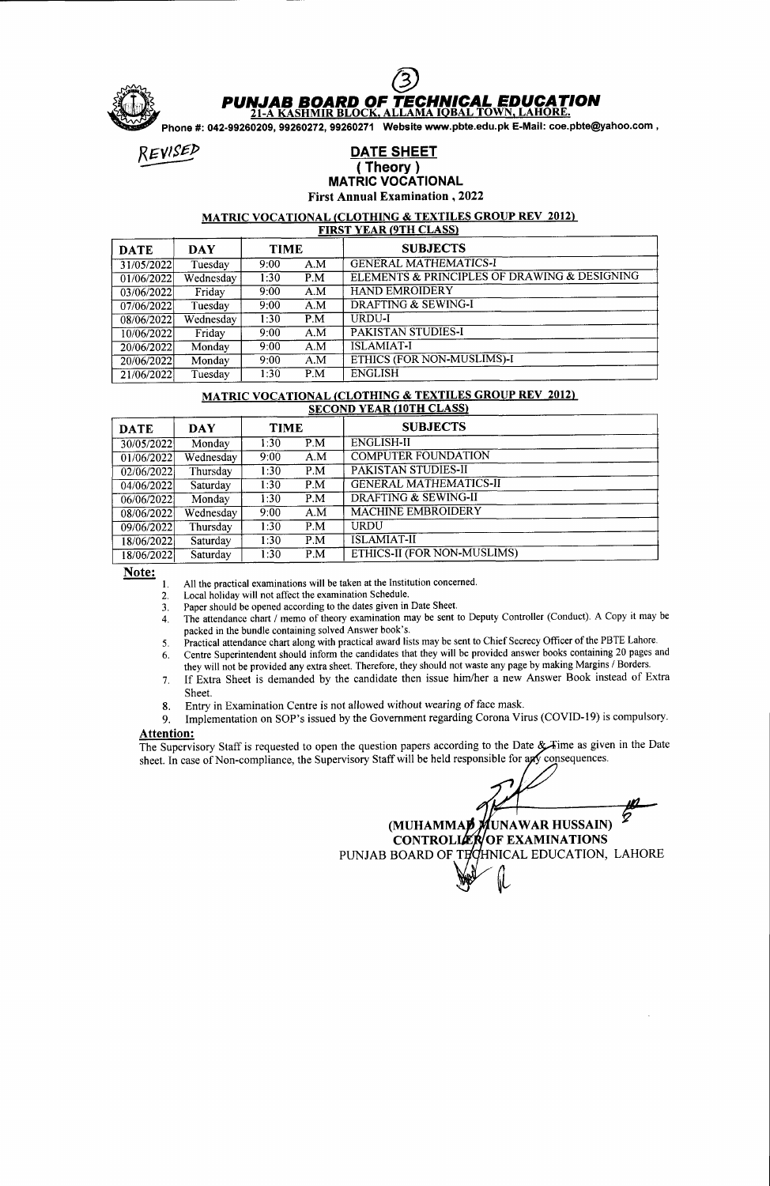# PUNJAB BOARD OF TECHNICAL EDUCATION

21-A KASHMIR BLOCK, ALLAMA IQBAL TOWN, LAHORE.

Phone #: 042-99260209, 99260272, 99260271 Website www.pbte.edu.pk E-Mail: coe.pbte@yahoo.com ,

REVISED

## DATE SHEET

### ( Theory )

### MATRIC VOCATIONAL

**First Annual Examination , 2022**

**MATRIC VOCATIONAL (CLOTHING & TEXTILES GROUP REV 2012)**
**FIRST YEAR (9TH CLASS)**

| DATE | DAY | TIME | | SUBJECTS |
|---|---|---|---|---|
| 31/05/2022 | Tuesday | 9:00 | A.M | GENERAL MATHEMATICS-I |
| 01/06/2022 | Wednesday | 1:30 | P.M | ELEMENTS & PRINCIPLES OF DRAWING & DESIGNING |
| 03/06/2022 | Friday | 9:00 | A.M | HAND EMROIDERY |
| 07/06/2022 | Tuesday | 9:00 | A.M | DRAFTING & SEWING-I |
| 08/06/2022 | Wednesday | 1:30 | P.M | URDU-I |
| 10/06/2022 | Friday | 9:00 | A.M | PAKISTAN STUDIES-I |
| 20/06/2022 | Monday | 9:00 | A.M | ISLAMIAT-I |
| 20/06/2022 | Monday | 9:00 | A.M | ETHICS (FOR NON-MUSLIMS)-I |
| 21/06/2022 | Tuesday | 1:30 | P.M | ENGLISH |

**MATRIC VOCATIONAL (CLOTHING & TEXTILES GROUP REV 2012)**
**SECOND YEAR (10TH CLASS)**

| DATE | DAY | TIME | | SUBJECTS |
|---|---|---|---|---|
| 30/05/2022 | Monday | 1:30 | P.M | ENGLISH-II |
| 01/06/2022 | Wednesday | 9:00 | A.M | COMPUTER FOUNDATION |
| 02/06/2022 | Thursday | 1:30 | P.M | PAKISTAN STUDIES-II |
| 04/06/2022 | Saturday | 1:30 | P.M | GENERAL MATHEMATICS-II |
| 06/06/2022 | Monday | 1:30 | P.M | DRAFTING & SEWING-II |
| 08/06/2022 | Wednesday | 9:00 | A.M | MACHINE EMBROIDERY |
| 09/06/2022 | Thursday | 1:30 | P.M | URDU |
| 18/06/2022 | Saturday | 1:30 | P.M | ISLAMIAT-II |
| 18/06/2022 | Saturday | 1:30 | P.M | ETHICS-II (FOR NON-MUSLIMS) |

**Note:**

1. All the practical examinations will be taken at the Institution concerned.
2. Local holiday will not affect the examination Schedule.
3. Paper should be opened according to the dates given in Date Sheet.
4. The attendance chart / memo of theory examination may be sent to Deputy Controller (Conduct). A Copy it may be packed in the bundle containing solved Answer book's.
5. Practical attendance chart along with practical award lists may be sent to Chief Secrecy Officer of the PBTE Lahore.
6. Centre Superintendent should inform the candidates that they will be provided answer books containing 20 pages and they will not be provided any extra sheet. Therefore, they should not waste any page by making Margins / Borders.
7. If Extra Sheet is demanded by the candidate then issue him/her a new Answer Book instead of Extra Sheet.
8. Entry in Examination Centre is not allowed without wearing of face mask.
9. Implementation on SOP's issued by the Government regarding Corona Virus (COVID-19) is compulsory.

**Attention:**

The Supervisory Staff is requested to open the question papers according to the Date & Time as given in the Date sheet. In case of Non-compliance, the Supervisory Staff will be held responsible for any consequences.

**(MUHAMMAD MUNAWAR HUSSAIN)**
**CONTROLLER OF EXAMINATIONS**
PUNJAB BOARD OF TECHNICAL EDUCATION, LAHORE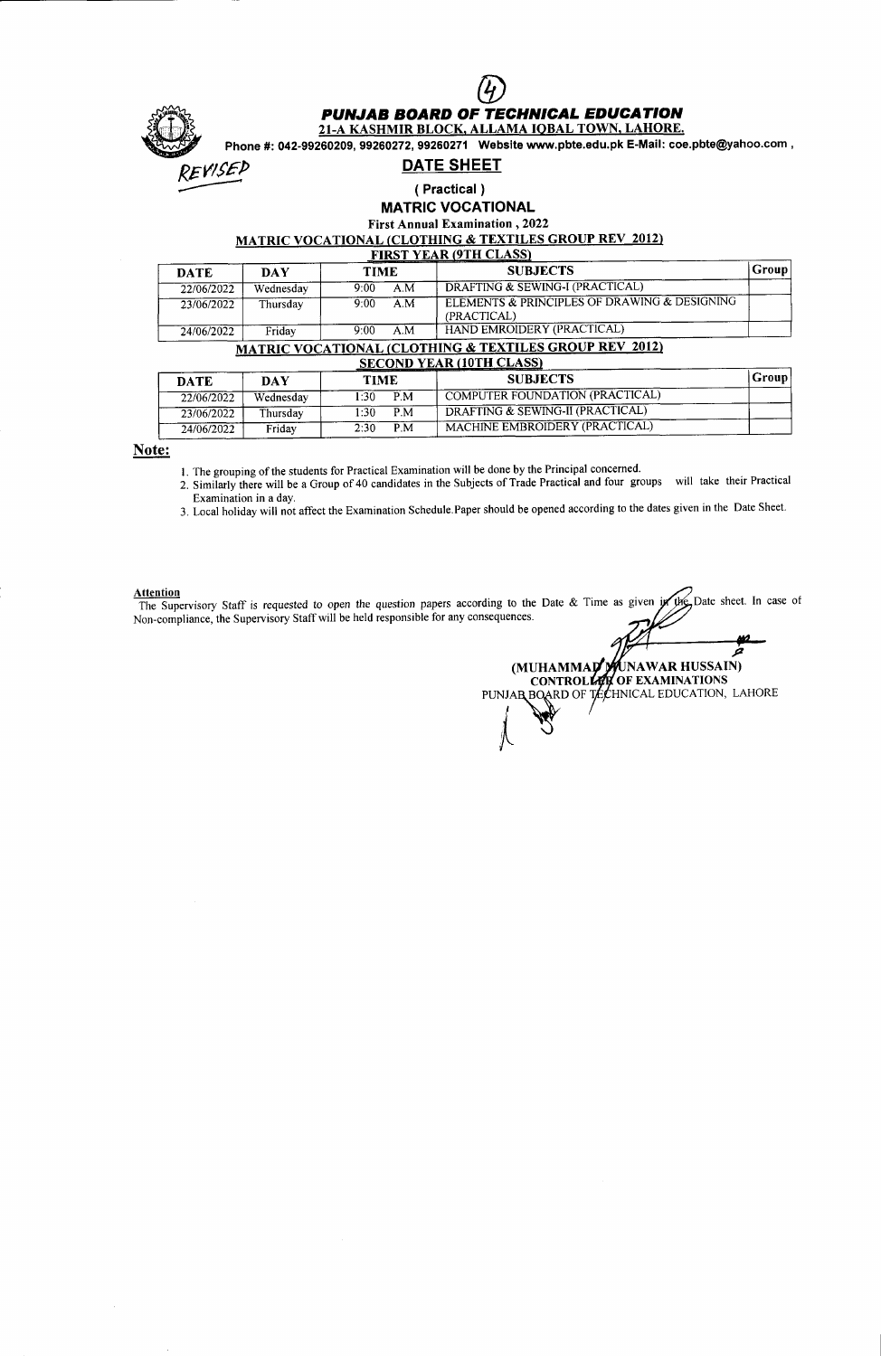(4)

# PUNJAB BOARD OF TECHNICAL EDUCATION

**21-A KASHMIR BLOCK, ALLAMA IQBAL TOWN, LAHORE.**

Phone #: 042-99260209, 99260272, 99260271 Website www.pbte.edu.pk E-Mail: coe.pbte@yahoo.com ,

REVISED

## DATE SHEET

**( Practical )**

**MATRIC VOCATIONAL**

**First Annual Examination , 2022**

**MATRIC VOCATIONAL (CLOTHING & TEXTILES GROUP REV 2012)**

**FIRST YEAR (9TH CLASS)**

| DATE | DAY | TIME | SUBJECTS | Group |
|---|---|---|---|---|
| 22/06/2022 | Wednesday | 9:00 A.M | DRAFTING & SEWING-I (PRACTICAL) | |
| 23/06/2022 | Thursday | 9:00 A.M | ELEMENTS & PRINCIPLES OF DRAWING & DESIGNING (PRACTICAL) | |
| 24/06/2022 | Friday | 9:00 A.M | HAND EMROIDERY (PRACTICAL) | |

**MATRIC VOCATIONAL (CLOTHING & TEXTILES GROUP REV 2012)**

**SECOND YEAR (10TH CLASS)**

| DATE | DAY | TIME | SUBJECTS | Group |
|---|---|---|---|---|
| 22/06/2022 | Wednesday | 1:30 P.M | COMPUTER FOUNDATION (PRACTICAL) | |
| 23/06/2022 | Thursday | 1:30 P.M | DRAFTING & SEWING-II (PRACTICAL) | |
| 24/06/2022 | Friday | 2:30 P.M | MACHINE EMBROIDERY (PRACTICAL) | |

**Note:**

1. The grouping of the students for Practical Examination will be done by the Principal concerned.
2. Similarly there will be a Group of 40 candidates in the Subjects of Trade Practical and four groups will take their Practical Examination in a day.
3. Local holiday will not affect the Examination Schedule.Paper should be opened according to the dates given in the Date Sheet.

**Attention**

The Supervisory Staff is requested to open the question papers according to the Date & Time as given in the Date sheet. In case of Non-compliance, the Supervisory Staff will be held responsible for any consequences.

**(MUHAMMAD MUNAWAR HUSSAIN)**
**CONTROLLER OF EXAMINATIONS**
PUNJAB BOARD OF TECHNICAL EDUCATION, LAHORE